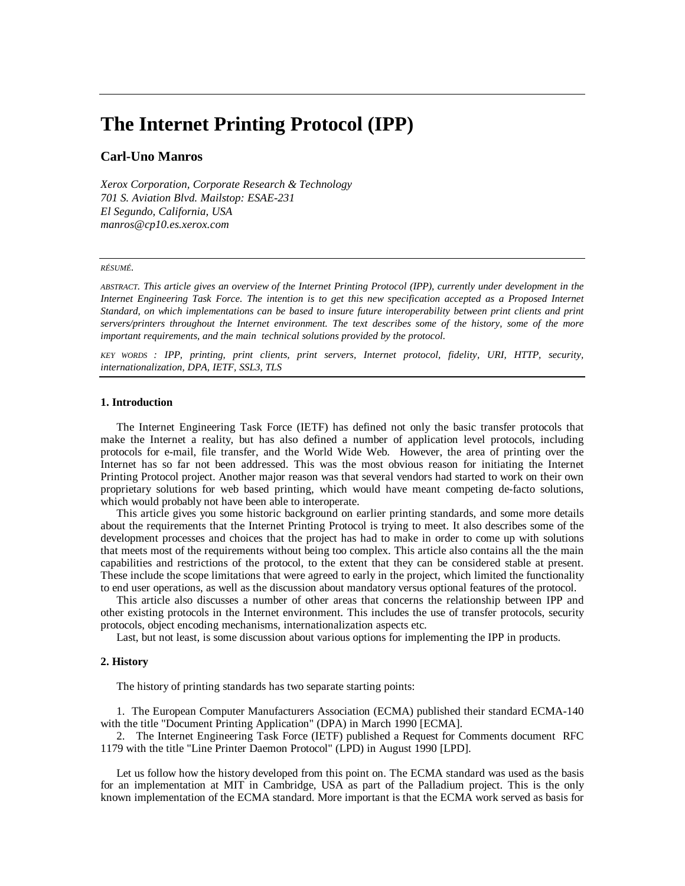# The Internet Printing Protocol (IPP)

**Carl-Uno Manros**

*Xerox Corporation, Corporate Research & Technology*
*701 S. Aviation Blvd. Mailstop: ESAE-231*
*El Segundo, California, USA*
*manros@cp10.es.xerox.com*

*RÉSUMÉ.*

*ABSTRACT. This article gives an overview of the Internet Printing Protocol (IPP), currently under development in the Internet Engineering Task Force. The intention is to get this new specification accepted as a Proposed Internet Standard, on which implementations can be based to insure future interoperability between print clients and print servers/printers throughout the Internet environment. The text describes some of the history, some of the more important requirements, and the main technical solutions provided by the protocol.*

*KEY WORDS : IPP, printing, print clients, print servers, Internet protocol, fidelity, URI, HTTP, security, internationalization, DPA, IETF, SSL3, TLS*

### 1. Introduction

The Internet Engineering Task Force (IETF) has defined not only the basic transfer protocols that make the Internet a reality, but has also defined a number of application level protocols, including protocols for e-mail, file transfer, and the World Wide Web. However, the area of printing over the Internet has so far not been addressed. This was the most obvious reason for initiating the Internet Printing Protocol project. Another major reason was that several vendors had started to work on their own proprietary solutions for web based printing, which would have meant competing de-facto solutions, which would probably not have been able to interoperate.

This article gives you some historic background on earlier printing standards, and some more details about the requirements that the Internet Printing Protocol is trying to meet. It also describes some of the development processes and choices that the project has had to make in order to come up with solutions that meets most of the requirements without being too complex. This article also contains all the the main capabilities and restrictions of the protocol, to the extent that they can be considered stable at present. These include the scope limitations that were agreed to early in the project, which limited the functionality to end user operations, as well as the discussion about mandatory versus optional features of the protocol.

This article also discusses a number of other areas that concerns the relationship between IPP and other existing protocols in the Internet environment. This includes the use of transfer protocols, security protocols, object encoding mechanisms, internationalization aspects etc.

Last, but not least, is some discussion about various options for implementing the IPP in products.

### 2. History

The history of printing standards has two separate starting points:

1. The European Computer Manufacturers Association (ECMA) published their standard ECMA-140 with the title "Document Printing Application" (DPA) in March 1990 [ECMA].
2. The Internet Engineering Task Force (IETF) published a Request for Comments document RFC 1179 with the title "Line Printer Daemon Protocol" (LPD) in August 1990 [LPD].

Let us follow how the history developed from this point on. The ECMA standard was used as the basis for an implementation at MIT in Cambridge, USA as part of the Palladium project. This is the only known implementation of the ECMA standard. More important is that the ECMA work served as basis for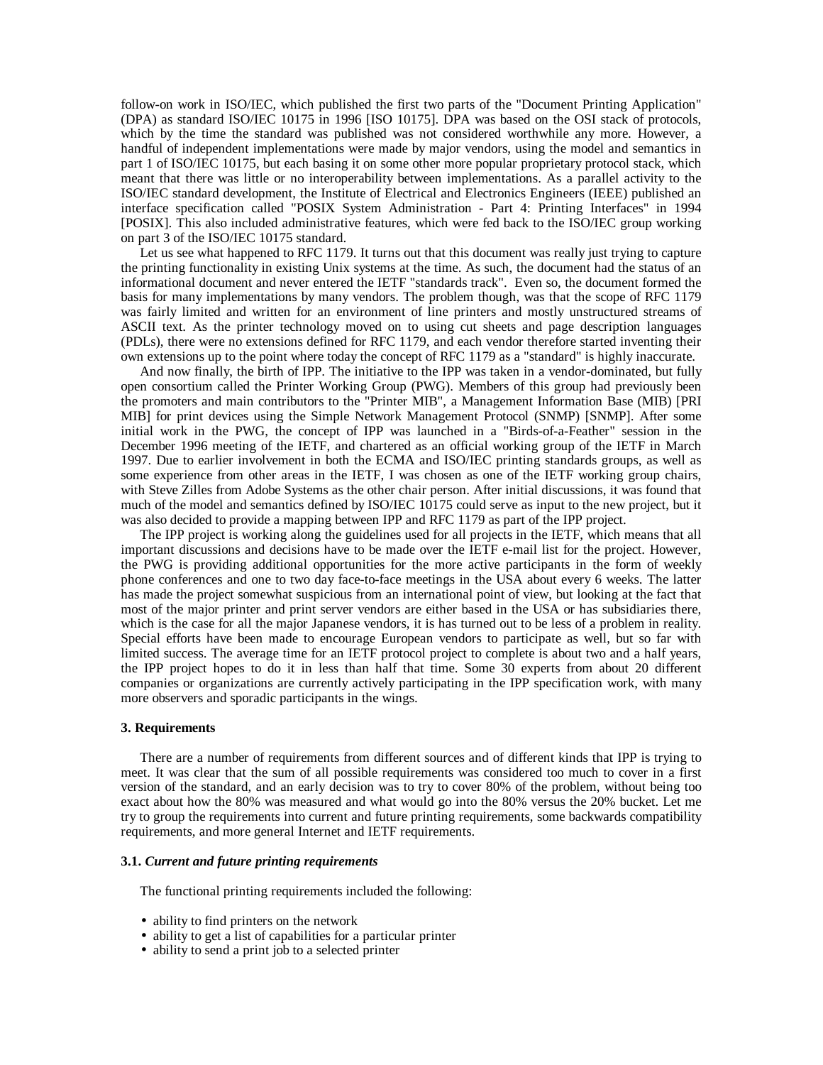follow-on work in ISO/IEC, which published the first two parts of the "Document Printing Application" (DPA) as standard ISO/IEC 10175 in 1996 [ISO 10175]. DPA was based on the OSI stack of protocols, which by the time the standard was published was not considered worthwhile any more. However, a handful of independent implementations were made by major vendors, using the model and semantics in part 1 of ISO/IEC 10175, but each basing it on some other more popular proprietary protocol stack, which meant that there was little or no interoperability between implementations. As a parallel activity to the ISO/IEC standard development, the Institute of Electrical and Electronics Engineers (IEEE) published an interface specification called "POSIX System Administration - Part 4: Printing Interfaces" in 1994 [POSIX]. This also included administrative features, which were fed back to the ISO/IEC group working on part 3 of the ISO/IEC 10175 standard.

Let us see what happened to RFC 1179. It turns out that this document was really just trying to capture the printing functionality in existing Unix systems at the time. As such, the document had the status of an informational document and never entered the IETF "standards track". Even so, the document formed the basis for many implementations by many vendors. The problem though, was that the scope of RFC 1179 was fairly limited and written for an environment of line printers and mostly unstructured streams of ASCII text. As the printer technology moved on to using cut sheets and page description languages (PDLs), there were no extensions defined for RFC 1179, and each vendor therefore started inventing their own extensions up to the point where today the concept of RFC 1179 as a "standard" is highly inaccurate.

And now finally, the birth of IPP. The initiative to the IPP was taken in a vendor-dominated, but fully open consortium called the Printer Working Group (PWG). Members of this group had previously been the promoters and main contributors to the "Printer MIB", a Management Information Base (MIB) [PRI MIB] for print devices using the Simple Network Management Protocol (SNMP) [SNMP]. After some initial work in the PWG, the concept of IPP was launched in a "Birds-of-a-Feather" session in the December 1996 meeting of the IETF, and chartered as an official working group of the IETF in March 1997. Due to earlier involvement in both the ECMA and ISO/IEC printing standards groups, as well as some experience from other areas in the IETF, I was chosen as one of the IETF working group chairs, with Steve Zilles from Adobe Systems as the other chair person. After initial discussions, it was found that much of the model and semantics defined by ISO/IEC 10175 could serve as input to the new project, but it was also decided to provide a mapping between IPP and RFC 1179 as part of the IPP project.

The IPP project is working along the guidelines used for all projects in the IETF, which means that all important discussions and decisions have to be made over the IETF e-mail list for the project. However, the PWG is providing additional opportunities for the more active participants in the form of weekly phone conferences and one to two day face-to-face meetings in the USA about every 6 weeks. The latter has made the project somewhat suspicious from an international point of view, but looking at the fact that most of the major printer and print server vendors are either based in the USA or has subsidiaries there, which is the case for all the major Japanese vendors, it is has turned out to be less of a problem in reality. Special efforts have been made to encourage European vendors to participate as well, but so far with limited success. The average time for an IETF protocol project to complete is about two and a half years, the IPP project hopes to do it in less than half that time. Some 30 experts from about 20 different companies or organizations are currently actively participating in the IPP specification work, with many more observers and sporadic participants in the wings.

## 3. Requirements

There are a number of requirements from different sources and of different kinds that IPP is trying to meet. It was clear that the sum of all possible requirements was considered too much to cover in a first version of the standard, and an early decision was to try to cover 80% of the problem, without being too exact about how the 80% was measured and what would go into the 80% versus the 20% bucket. Let me try to group the requirements into current and future printing requirements, some backwards compatibility requirements, and more general Internet and IETF requirements.

### 3.1. *Current and future printing requirements*

The functional printing requirements included the following:

- ability to find printers on the network
- ability to get a list of capabilities for a particular printer
- ability to send a print job to a selected printer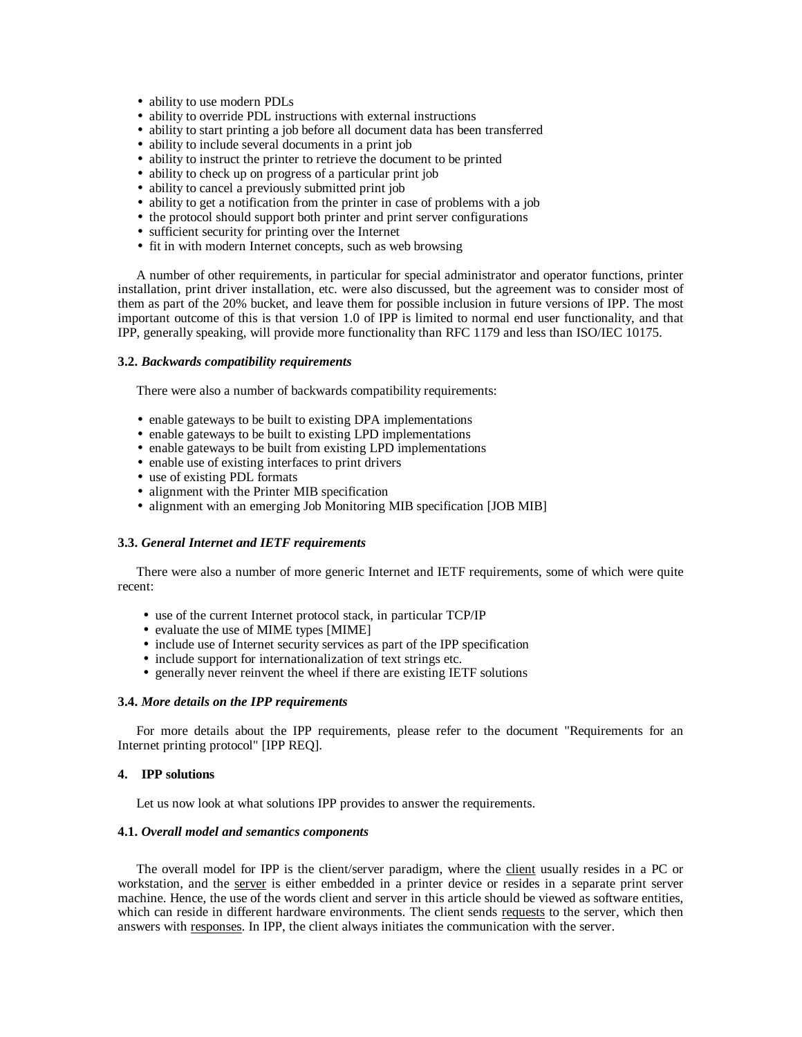- ability to use modern PDLs
- ability to override PDL instructions with external instructions
- ability to start printing a job before all document data has been transferred
- ability to include several documents in a print job
- ability to instruct the printer to retrieve the document to be printed
- ability to check up on progress of a particular print job
- ability to cancel a previously submitted print job
- ability to get a notification from the printer in case of problems with a job
- the protocol should support both printer and print server configurations
- sufficient security for printing over the Internet
- fit in with modern Internet concepts, such as web browsing

A number of other requirements, in particular for special administrator and operator functions, printer installation, print driver installation, etc. were also discussed, but the agreement was to consider most of them as part of the 20% bucket, and leave them for possible inclusion in future versions of IPP. The most important outcome of this is that version 1.0 of IPP is limited to normal end user functionality, and that IPP, generally speaking, will provide more functionality than RFC 1179 and less than ISO/IEC 10175.

### 3.2. *Backwards compatibility requirements*

There were also a number of backwards compatibility requirements:

- enable gateways to be built to existing DPA implementations
- enable gateways to be built to existing LPD implementations
- enable gateways to be built from existing LPD implementations
- enable use of existing interfaces to print drivers
- use of existing PDL formats
- alignment with the Printer MIB specification
- alignment with an emerging Job Monitoring MIB specification [JOB MIB]

### 3.3. *General Internet and IETF requirements*

There were also a number of more generic Internet and IETF requirements, some of which were quite recent:

- use of the current Internet protocol stack, in particular TCP/IP
- evaluate the use of MIME types [MIME]
- include use of Internet security services as part of the IPP specification
- include support for internationalization of text strings etc.
- generally never reinvent the wheel if there are existing IETF solutions

### 3.4. *More details on the IPP requirements*

For more details about the IPP requirements, please refer to the document "Requirements for an Internet printing protocol" [IPP REQ].

## 4. IPP solutions

Let us now look at what solutions IPP provides to answer the requirements.

### 4.1. *Overall model and semantics components*

The overall model for IPP is the client/server paradigm, where the client usually resides in a PC or workstation, and the server is either embedded in a printer device or resides in a separate print server machine. Hence, the use of the words client and server in this article should be viewed as software entities, which can reside in different hardware environments. The client sends requests to the server, which then answers with responses. In IPP, the client always initiates the communication with the server.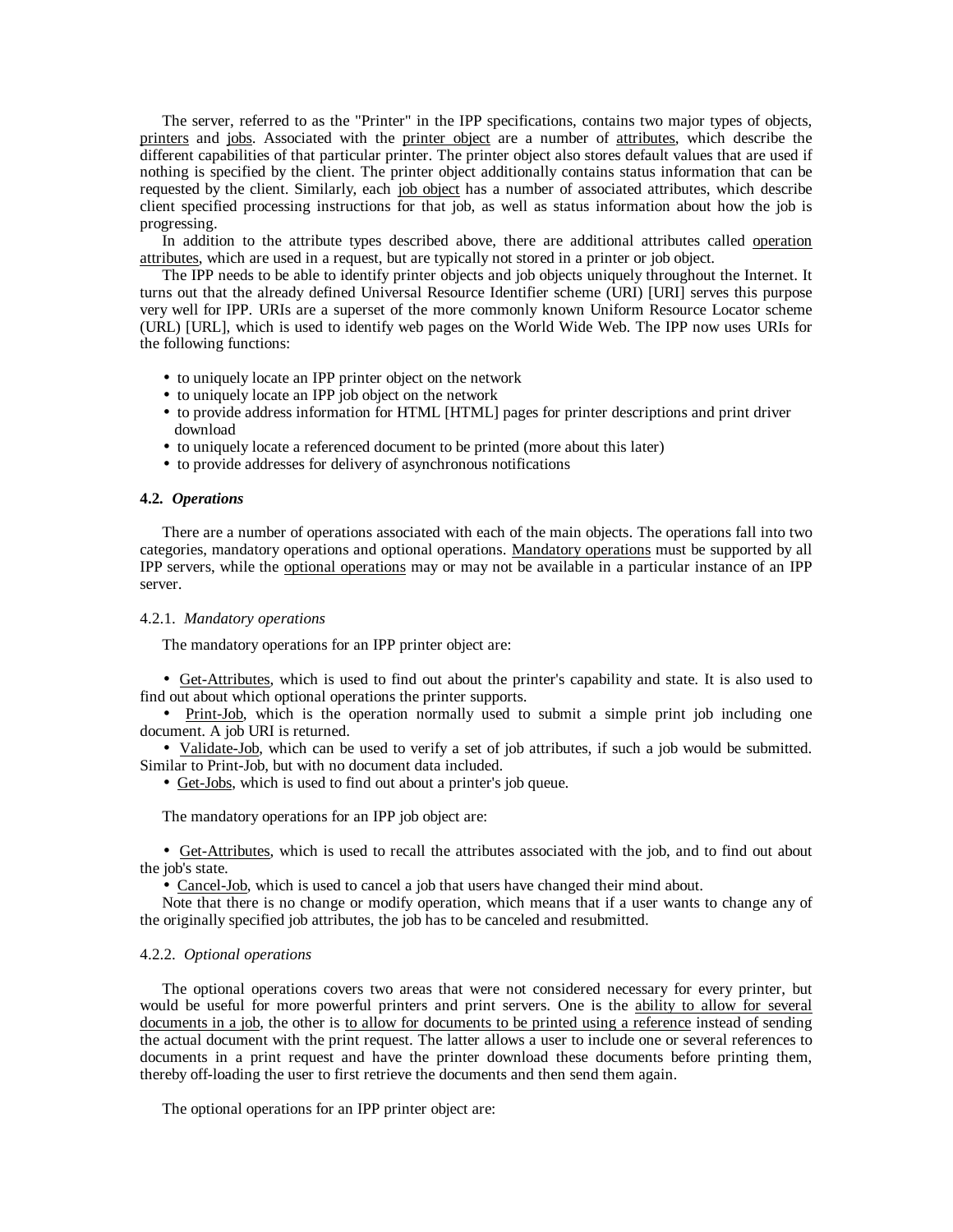The server, referred to as the "Printer" in the IPP specifications, contains two major types of objects, printers and jobs. Associated with the printer object are a number of attributes, which describe the different capabilities of that particular printer. The printer object also stores default values that are used if nothing is specified by the client. The printer object additionally contains status information that can be requested by the client. Similarly, each job object has a number of associated attributes, which describe client specified processing instructions for that job, as well as status information about how the job is progressing.

In addition to the attribute types described above, there are additional attributes called operation attributes, which are used in a request, but are typically not stored in a printer or job object.

The IPP needs to be able to identify printer objects and job objects uniquely throughout the Internet. It turns out that the already defined Universal Resource Identifier scheme (URI) [URI] serves this purpose very well for IPP. URIs are a superset of the more commonly known Uniform Resource Locator scheme (URL) [URL], which is used to identify web pages on the World Wide Web. The IPP now uses URIs for the following functions:

- to uniquely locate an IPP printer object on the network
- to uniquely locate an IPP job object on the network
- to provide address information for HTML [HTML] pages for printer descriptions and print driver download
- to uniquely locate a referenced document to be printed (more about this later)
- to provide addresses for delivery of asynchronous notifications

### 4.2. *Operations*

There are a number of operations associated with each of the main objects. The operations fall into two categories, mandatory operations and optional operations. Mandatory operations must be supported by all IPP servers, while the optional operations may or may not be available in a particular instance of an IPP server.

#### 4.2.1. *Mandatory operations*

The mandatory operations for an IPP printer object are:

- Get-Attributes, which is used to find out about the printer's capability and state. It is also used to find out about which optional operations the printer supports.
- Print-Job, which is the operation normally used to submit a simple print job including one document. A job URI is returned.
- Validate-Job, which can be used to verify a set of job attributes, if such a job would be submitted. Similar to Print-Job, but with no document data included.
- Get-Jobs, which is used to find out about a printer's job queue.

The mandatory operations for an IPP job object are:

- Get-Attributes, which is used to recall the attributes associated with the job, and to find out about the job's state.
- Cancel-Job, which is used to cancel a job that users have changed their mind about.

Note that there is no change or modify operation, which means that if a user wants to change any of the originally specified job attributes, the job has to be canceled and resubmitted.

#### 4.2.2. *Optional operations*

The optional operations covers two areas that were not considered necessary for every printer, but would be useful for more powerful printers and print servers. One is the ability to allow for several documents in a job, the other is to allow for documents to be printed using a reference instead of sending the actual document with the print request. The latter allows a user to include one or several references to documents in a print request and have the printer download these documents before printing them, thereby off-loading the user to first retrieve the documents and then send them again.

The optional operations for an IPP printer object are: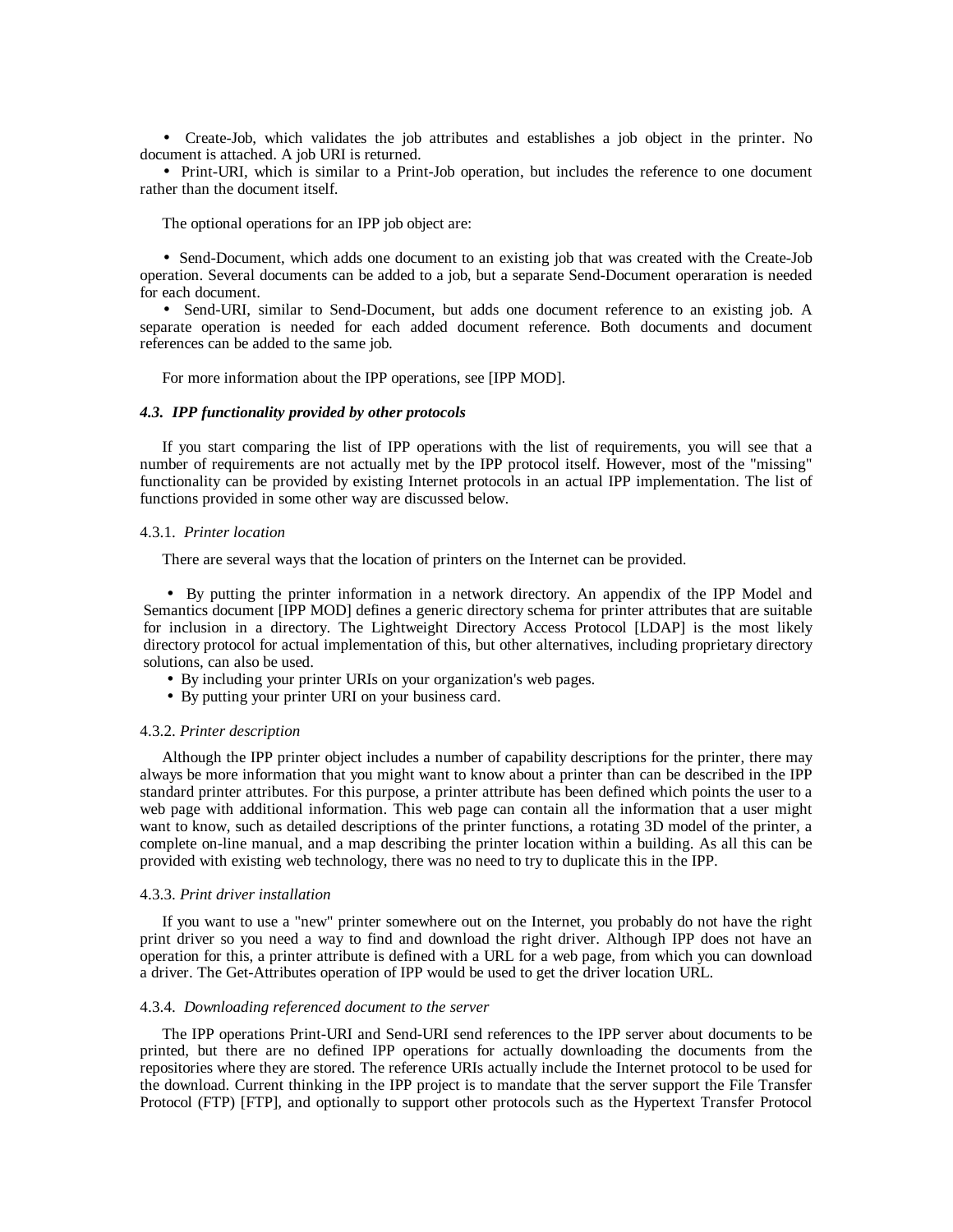- Create-Job, which validates the job attributes and establishes a job object in the printer. No document is attached. A job URI is returned.
- Print-URI, which is similar to a Print-Job operation, but includes the reference to one document rather than the document itself.

The optional operations for an IPP job object are:

- Send-Document, which adds one document to an existing job that was created with the Create-Job operation. Several documents can be added to a job, but a separate Send-Document opeararation is needed for each document.
- Send-URI, similar to Send-Document, but adds one document reference to an existing job. A separate operation is needed for each added document reference. Both documents and document references can be added to the same job.

For more information about the IPP operations, see [IPP MOD].

### *4.3. IPP functionality provided by other protocols*

If you start comparing the list of IPP operations with the list of requirements, you will see that a number of requirements are not actually met by the IPP protocol itself. However, most of the "missing" functionality can be provided by existing Internet protocols in an actual IPP implementation. The list of functions provided in some other way are discussed below.

#### 4.3.1. *Printer location*

There are several ways that the location of printers on the Internet can be provided.

- By putting the printer information in a network directory. An appendix of the IPP Model and Semantics document [IPP MOD] defines a generic directory schema for printer attributes that are suitable for inclusion in a directory. The Lightweight Directory Access Protocol [LDAP] is the most likely directory protocol for actual implementation of this, but other alternatives, including proprietary directory solutions, can also be used.
- By including your printer URIs on your organization's web pages.
- By putting your printer URI on your business card.

#### 4.3.2. *Printer description*

Although the IPP printer object includes a number of capability descriptions for the printer, there may always be more information that you might want to know about a printer than can be described in the IPP standard printer attributes. For this purpose, a printer attribute has been defined which points the user to a web page with additional information. This web page can contain all the information that a user might want to know, such as detailed descriptions of the printer functions, a rotating 3D model of the printer, a complete on-line manual, and a map describing the printer location within a building. As all this can be provided with existing web technology, there was no need to try to duplicate this in the IPP.

#### 4.3.3. *Print driver installation*

If you want to use a "new" printer somewhere out on the Internet, you probably do not have the right print driver so you need a way to find and download the right driver. Although IPP does not have an operation for this, a printer attribute is defined with a URL for a web page, from which you can download a driver. The Get-Attributes operation of IPP would be used to get the driver location URL.

#### 4.3.4. *Downloading referenced document to the server*

The IPP operations Print-URI and Send-URI send references to the IPP server about documents to be printed, but there are no defined IPP operations for actually downloading the documents from the repositories where they are stored. The reference URIs actually include the Internet protocol to be used for the download. Current thinking in the IPP project is to mandate that the server support the File Transfer Protocol (FTP) [FTP], and optionally to support other protocols such as the Hypertext Transfer Protocol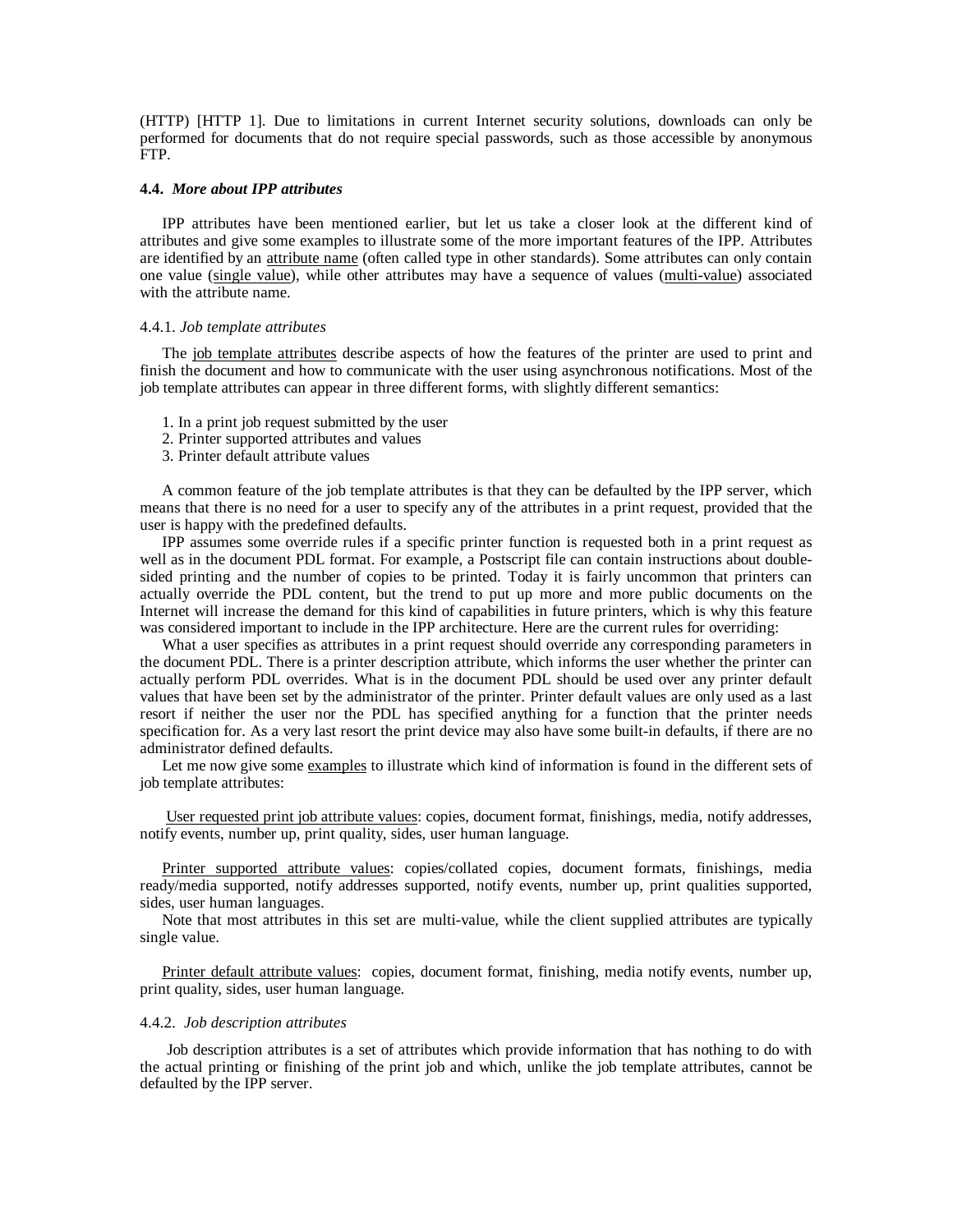(HTTP) [HTTP 1]. Due to limitations in current Internet security solutions, downloads can only be performed for documents that do not require special passwords, such as those accessible by anonymous FTP.

### 4.4. *More about IPP attributes*

IPP attributes have been mentioned earlier, but let us take a closer look at the different kind of attributes and give some examples to illustrate some of the more important features of the IPP. Attributes are identified by an <u>attribute name</u> (often called type in other standards). Some attributes can only contain one value (<u>single value</u>), while other attributes may have a sequence of values (<u>multi-value</u>) associated with the attribute name.

#### 4.4.1. *Job template attributes*

The <u>job template attributes</u> describe aspects of how the features of the printer are used to print and finish the document and how to communicate with the user using asynchronous notifications. Most of the job template attributes can appear in three different forms, with slightly different semantics:

1. In a print job request submitted by the user
2. Printer supported attributes and values
3. Printer default attribute values

A common feature of the job template attributes is that they can be defaulted by the IPP server, which means that there is no need for a user to specify any of the attributes in a print request, provided that the user is happy with the predefined defaults.

IPP assumes some override rules if a specific printer function is requested both in a print request as well as in the document PDL format. For example, a Postscript file can contain instructions about double-sided printing and the number of copies to be printed. Today it is fairly uncommon that printers can actually override the PDL content, but the trend to put up more and more public documents on the Internet will increase the demand for this kind of capabilities in future printers, which is why this feature was considered important to include in the IPP architecture. Here are the current rules for overriding:

What a user specifies as attributes in a print request should override any corresponding parameters in the document PDL. There is a printer description attribute, which informs the user whether the printer can actually perform PDL overrides. What is in the document PDL should be used over any printer default values that have been set by the administrator of the printer. Printer default values are only used as a last resort if neither the user nor the PDL has specified anything for a function that the printer needs specification for. As a very last resort the print device may also have some built-in defaults, if there are no administrator defined defaults.

Let me now give some <u>examples</u> to illustrate which kind of information is found in the different sets of job template attributes:

<u>User requested print job attribute values</u>: copies, document format, finishings, media, notify addresses, notify events, number up, print quality, sides, user human language.

<u>Printer supported attribute values</u>: copies/collated copies, document formats, finishings, media ready/media supported, notify addresses supported, notify events, number up, print qualities supported, sides, user human languages.

Note that most attributes in this set are multi-value, while the client supplied attributes are typically single value.

<u>Printer default attribute values</u>: copies, document format, finishing, media notify events, number up, print quality, sides, user human language.

#### 4.4.2. *Job description attributes*

Job description attributes is a set of attributes which provide information that has nothing to do with the actual printing or finishing of the print job and which, unlike the job template attributes, cannot be defaulted by the IPP server.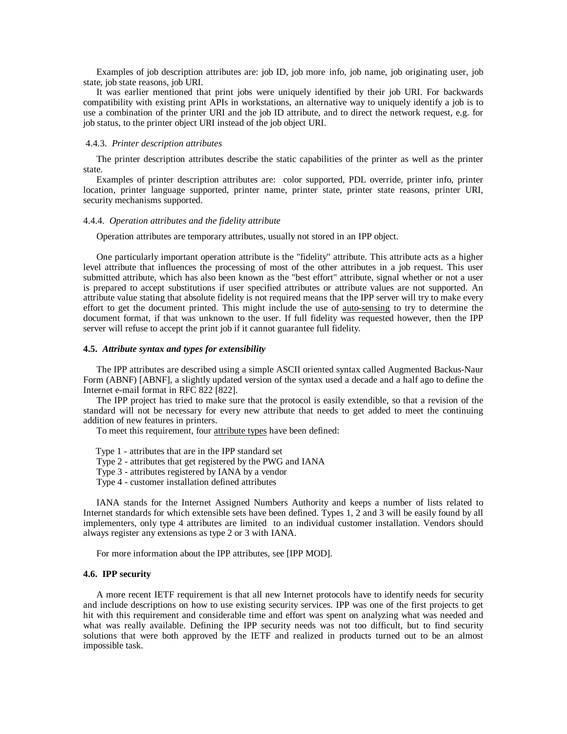Examples of job description attributes are: job ID, job more info, job name, job originating user, job state, job state reasons, job URI.

It was earlier mentioned that print jobs were uniquely identified by their job URI. For backwards compatibility with existing print APIs in workstations, an alternative way to uniquely identify a job is to use a combination of the printer URI and the job ID attribute, and to direct the network request, e.g. for job status, to the printer object URI instead of the job object URI.

#### 4.4.3. *Printer description attributes*

The printer description attributes describe the static capabilities of the printer as well as the printer state.

Examples of printer description attributes are: color supported, PDL override, printer info, printer location, printer language supported, printer name, printer state, printer state reasons, printer URI, security mechanisms supported.

#### 4.4.4. *Operation attributes and the fidelity attribute*

Operation attributes are temporary attributes, usually not stored in an IPP object.

One particularly important operation attribute is the "fidelity" attribute. This attribute acts as a higher level attribute that influences the processing of most of the other attributes in a job request. This user submitted attribute, which has also been known as the "best effort" attribute, signal whether or not a user is prepared to accept substitutions if user specified attributes or attribute values are not supported. An attribute value stating that absolute fidelity is not required means that the IPP server will try to make every effort to get the document printed. This might include the use of auto-sensing to try to determine the document format, if that was unknown to the user. If full fidelity was requested however, then the IPP server will refuse to accept the print job if it cannot guarantee full fidelity.

### 4.5. *Attribute syntax and types for extensibility*

The IPP attributes are described using a simple ASCII oriented syntax called Augmented Backus-Naur Form (ABNF) [ABNF], a slightly updated version of the syntax used a decade and a half ago to define the Internet e-mail format in RFC 822 [822].

The IPP project has tried to make sure that the protocol is easily extendible, so that a revision of the standard will not be necessary for every new attribute that needs to get added to meet the continuing addition of new features in printers.

To meet this requirement, four attribute types have been defined:

Type 1 - attributes that are in the IPP standard set
Type 2 - attributes that get registered by the PWG and IANA
Type 3 - attributes registered by IANA by a vendor
Type 4 - customer installation defined attributes

IANA stands for the Internet Assigned Numbers Authority and keeps a number of lists related to Internet standards for which extensible sets have been defined. Types 1, 2 and 3 will be easily found by all implementers, only type 4 attributes are limited to an individual customer installation. Vendors should always register any extensions as type 2 or 3 with IANA.

For more information about the IPP attributes, see [IPP MOD].

### 4.6. IPP security

A more recent IETF requirement is that all new Internet protocols have to identify needs for security and include descriptions on how to use existing security services. IPP was one of the first projects to get hit with this requirement and considerable time and effort was spent on analyzing what was needed and what was really available. Defining the IPP security needs was not too difficult, but to find security solutions that were both approved by the IETF and realized in products turned out to be an almost impossible task.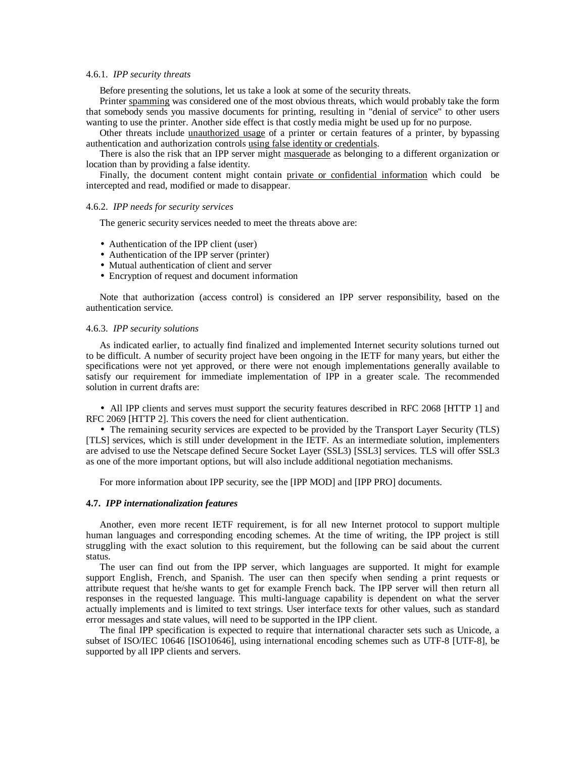#### 4.6.1. *IPP security threats*

Before presenting the solutions, let us take a look at some of the security threats.

Printer <u>spamming</u> was considered one of the most obvious threats, which would probably take the form that somebody sends you massive documents for printing, resulting in "denial of service" to other users wanting to use the printer. Another side effect is that costly media might be used up for no purpose.

Other threats include <u>unauthorized usage</u> of a printer or certain features of a printer, by bypassing authentication and authorization controls <u>using false identity or credentials</u>.

There is also the risk that an IPP server might <u>masquerade</u> as belonging to a different organization or location than by providing a false identity.

Finally, the document content might contain <u>private or confidential information</u> which could be intercepted and read, modified or made to disappear.

#### 4.6.2. *IPP needs for security services*

The generic security services needed to meet the threats above are:

- Authentication of the IPP client (user)
- Authentication of the IPP server (printer)
- Mutual authentication of client and server
- Encryption of request and document information

Note that authorization (access control) is considered an IPP server responsibility, based on the authentication service.

#### 4.6.3. *IPP security solutions*

As indicated earlier, to actually find finalized and implemented Internet security solutions turned out to be difficult. A number of security project have been ongoing in the IETF for many years, but either the specifications were not yet approved, or there were not enough implementations generally available to satisfy our requirement for immediate implementation of IPP in a greater scale. The recommended solution in current drafts are:

- All IPP clients and serves must support the security features described in RFC 2068 [HTTP 1] and RFC 2069 [HTTP 2]. This covers the need for client authentication.
- The remaining security services are expected to be provided by the Transport Layer Security (TLS) [TLS] services, which is still under development in the IETF. As an intermediate solution, implementers are advised to use the Netscape defined Secure Socket Layer (SSL3) [SSL3] services. TLS will offer SSL3 as one of the more important options, but will also include additional negotiation mechanisms.

For more information about IPP security, see the [IPP MOD] and [IPP PRO] documents.

### 4.7. ***IPP internationalization features***

Another, even more recent IETF requirement, is for all new Internet protocol to support multiple human languages and corresponding encoding schemes. At the time of writing, the IPP project is still struggling with the exact solution to this requirement, but the following can be said about the current status.

The user can find out from the IPP server, which languages are supported. It might for example support English, French, and Spanish. The user can then specify when sending a print requests or attribute request that he/she wants to get for example French back. The IPP server will then return all responses in the requested language. This multi-language capability is dependent on what the server actually implements and is limited to text strings. User interface texts for other values, such as standard error messages and state values, will need to be supported in the IPP client.

The final IPP specification is expected to require that international character sets such as Unicode, a subset of ISO/IEC 10646 [ISO10646], using international encoding schemes such as UTF-8 [UTF-8], be supported by all IPP clients and servers.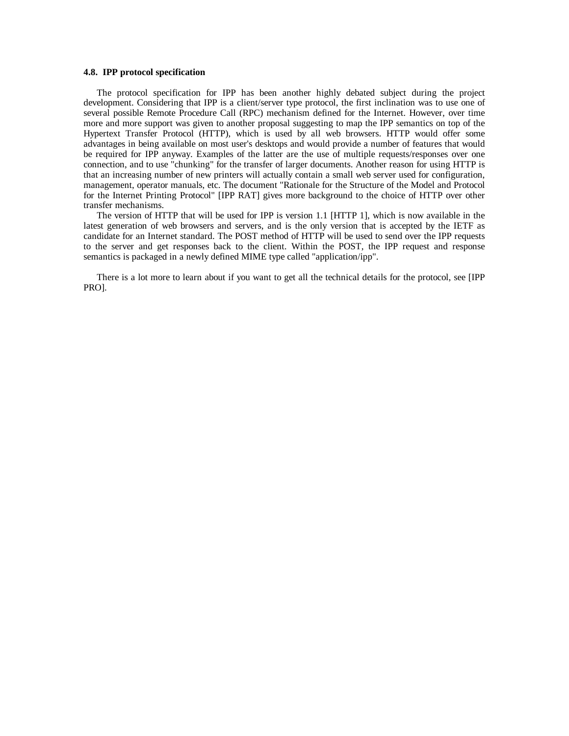### 4.8. IPP protocol specification

The protocol specification for IPP has been another highly debated subject during the project development. Considering that IPP is a client/server type protocol, the first inclination was to use one of several possible Remote Procedure Call (RPC) mechanism defined for the Internet. However, over time more and more support was given to another proposal suggesting to map the IPP semantics on top of the Hypertext Transfer Protocol (HTTP), which is used by all web browsers. HTTP would offer some advantages in being available on most user's desktops and would provide a number of features that would be required for IPP anyway. Examples of the latter are the use of multiple requests/responses over one connection, and to use "chunking" for the transfer of larger documents. Another reason for using HTTP is that an increasing number of new printers will actually contain a small web server used for configuration, management, operator manuals, etc. The document "Rationale for the Structure of the Model and Protocol for the Internet Printing Protocol" [IPP RAT] gives more background to the choice of HTTP over other transfer mechanisms.

The version of HTTP that will be used for IPP is version 1.1 [HTTP 1], which is now available in the latest generation of web browsers and servers, and is the only version that is accepted by the IETF as candidate for an Internet standard. The POST method of HTTP will be used to send over the IPP requests to the server and get responses back to the client. Within the POST, the IPP request and response semantics is packaged in a newly defined MIME type called "application/ipp".

There is a lot more to learn about if you want to get all the technical details for the protocol, see [IPP PRO].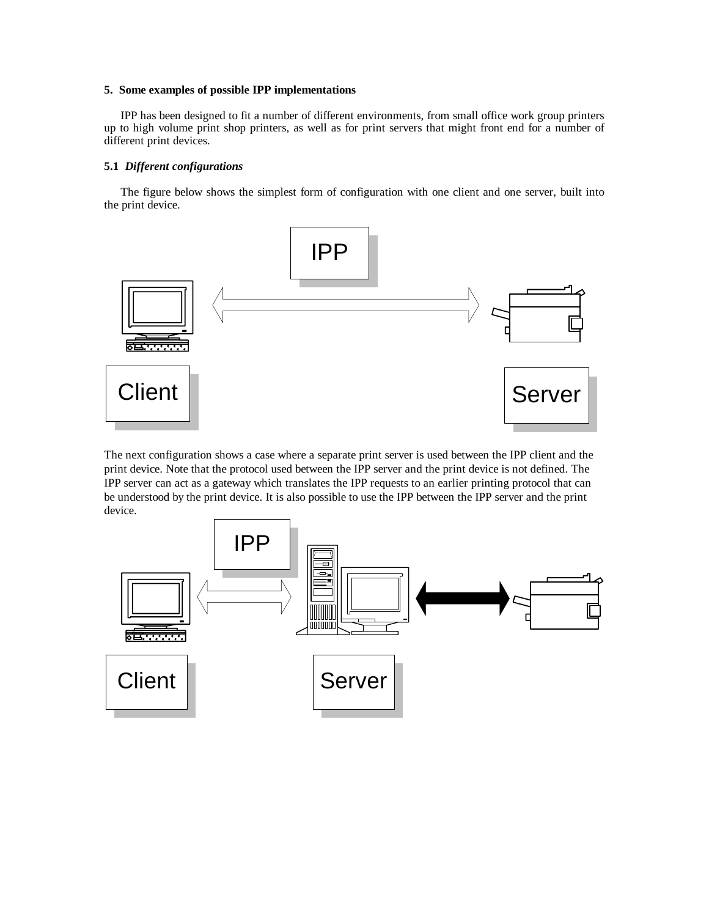**5. Some examples of possible IPP implementations**

IPP has been designed to fit a number of different environments, from small office work group printers up to high volume print shop printers, as well as for print servers that might front end for a number of different print devices.

**5.1** ***Different configurations***

The figure below shows the simplest form of configuration with one client and one server, built into the print device.

IPP

Client

Server

The next configuration shows a case where a separate print server is used between the IPP client and the print device. Note that the protocol used between the IPP server and the print device is not defined. The IPP server can act as a gateway which translates the IPP requests to an earlier printing protocol that can be understood by the print device. It is also possible to use the IPP between the IPP server and the print device.

IPP

Client

Server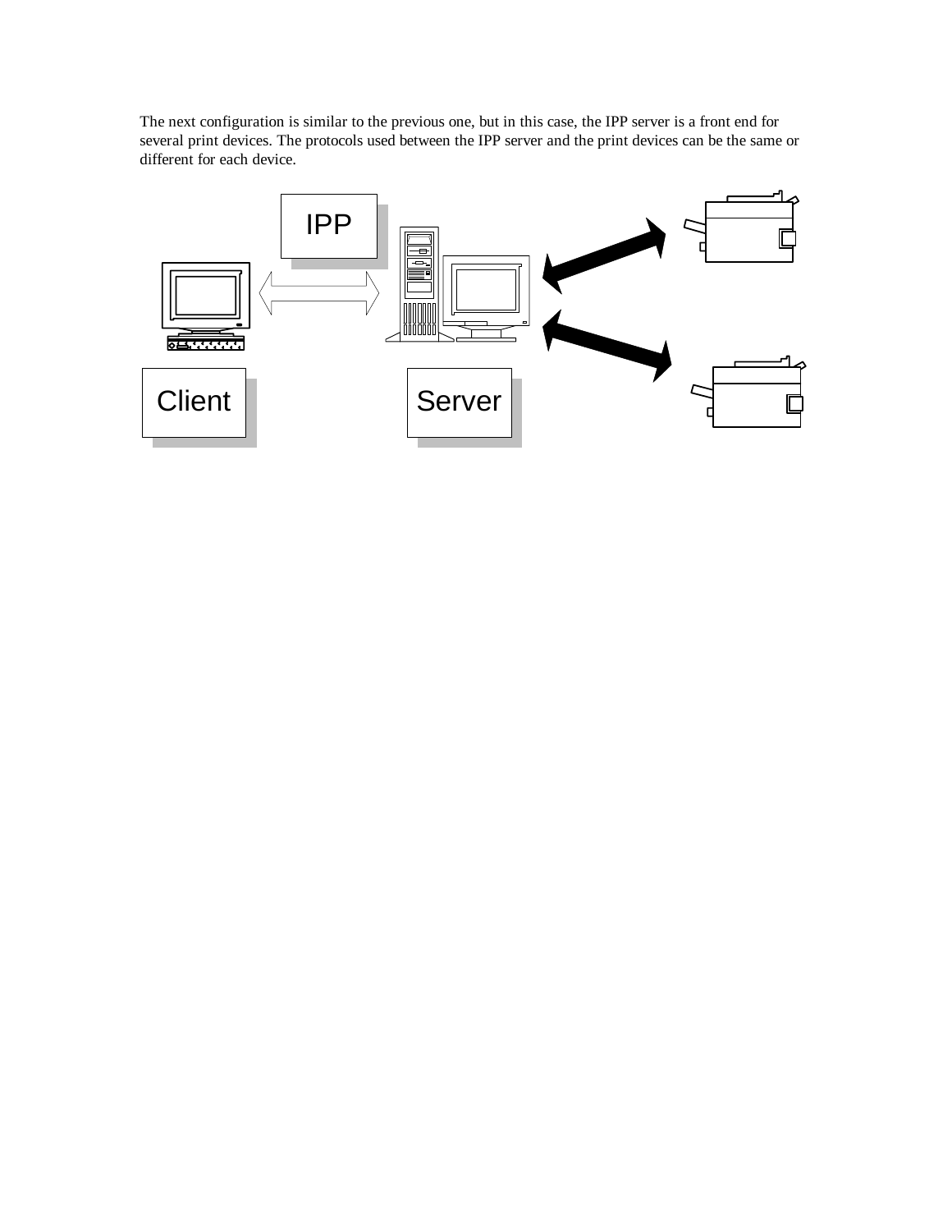The next configuration is similar to the previous one, but in this case, the IPP server is a front end for several print devices. The protocols used between the IPP server and the print devices can be the same or different for each device.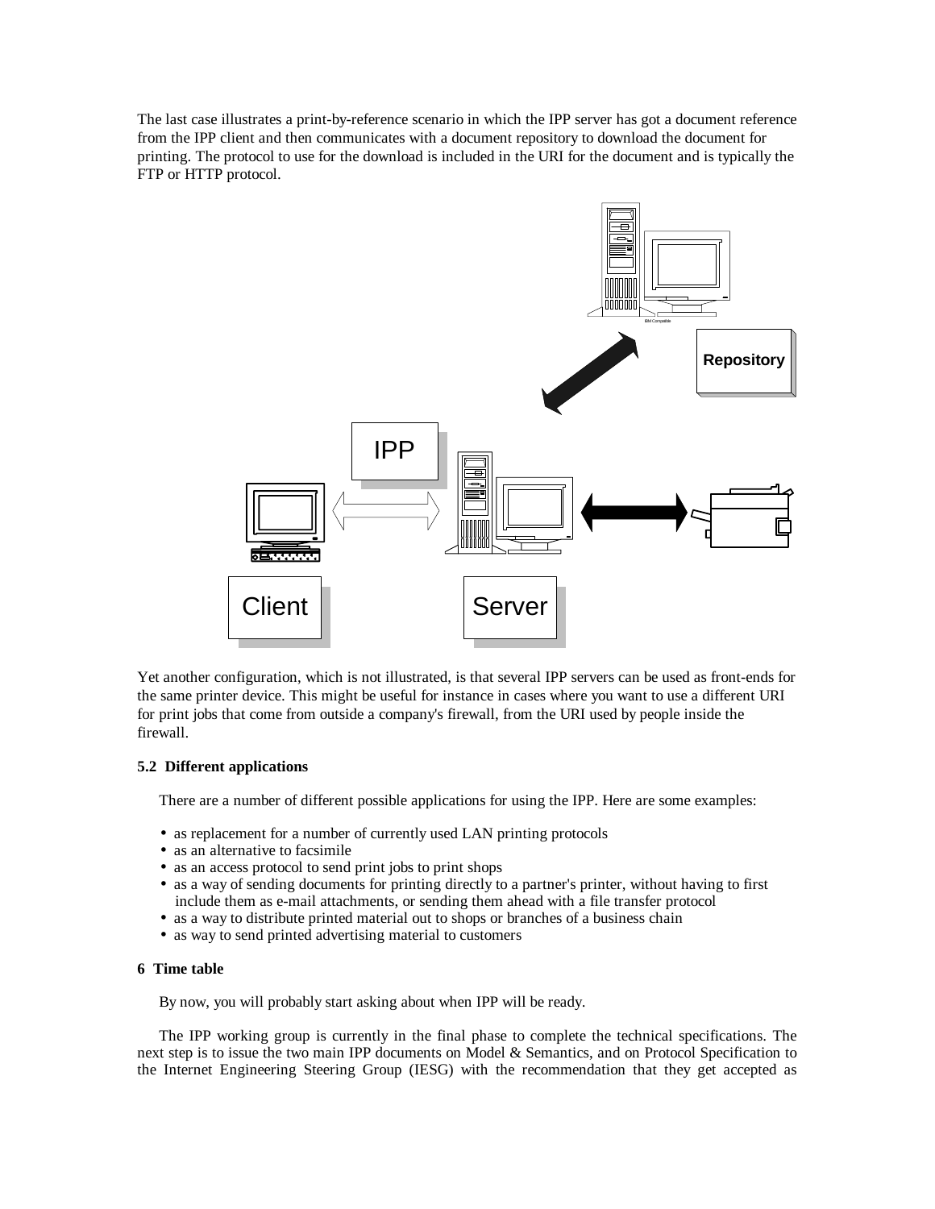The last case illustrates a print-by-reference scenario in which the IPP server has got a document reference from the IPP client and then communicates with a document repository to download the document for printing. The protocol to use for the download is included in the URI for the document and is typically the FTP or HTTP protocol.

Yet another configuration, which is not illustrated, is that several IPP servers can be used as front-ends for the same printer device. This might be useful for instance in cases where you want to use a different URI for print jobs that come from outside a company's firewall, from the URI used by people inside the firewall.

### 5.2 Different applications

There are a number of different possible applications for using the IPP. Here are some examples:

- as replacement for a number of currently used LAN printing protocols
- as an alternative to facsimile
- as an access protocol to send print jobs to print shops
- as a way of sending documents for printing directly to a partner's printer, without having to first include them as e-mail attachments, or sending them ahead with a file transfer protocol
- as a way to distribute printed material out to shops or branches of a business chain
- as way to send printed advertising material to customers

## 6 Time table

By now, you will probably start asking about when IPP will be ready.

The IPP working group is currently in the final phase to complete the technical specifications. The next step is to issue the two main IPP documents on Model & Semantics, and on Protocol Specification to the Internet Engineering Steering Group (IESG) with the recommendation that they get accepted as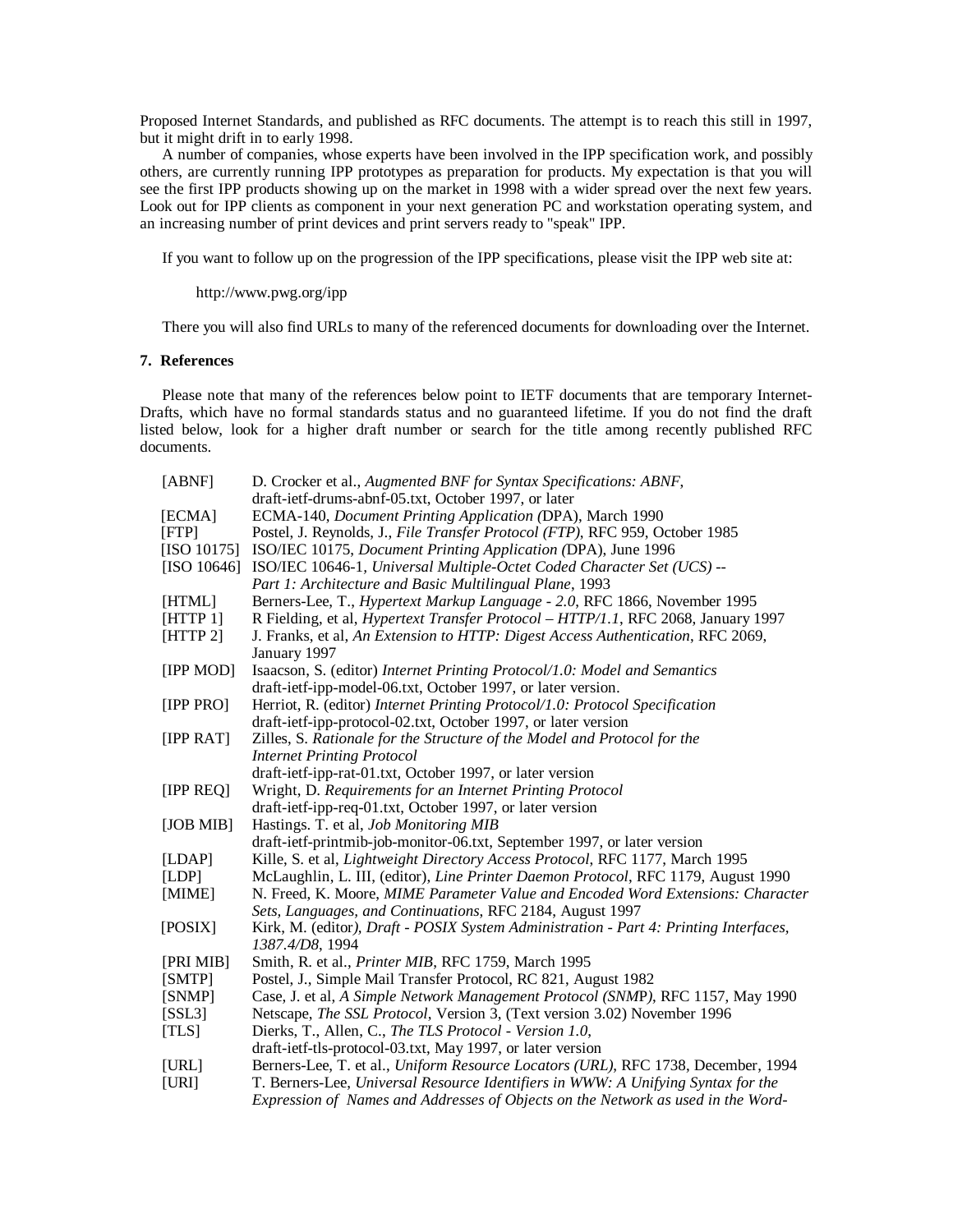Proposed Internet Standards, and published as RFC documents. The attempt is to reach this still in 1997, but it might drift in to early 1998.

A number of companies, whose experts have been involved in the IPP specification work, and possibly others, are currently running IPP prototypes as preparation for products. My expectation is that you will see the first IPP products showing up on the market in 1998 with a wider spread over the next few years. Look out for IPP clients as component in your next generation PC and workstation operating system, and an increasing number of print devices and print servers ready to "speak" IPP.

If you want to follow up on the progression of the IPP specifications, please visit the IPP web site at:

http://www.pwg.org/ipp

There you will also find URLs to many of the referenced documents for downloading over the Internet.

## 7. References

Please note that many of the references below point to IETF documents that are temporary Internet-Drafts, which have no formal standards status and no guaranteed lifetime. If you do not find the draft listed below, look for a higher draft number or search for the title among recently published RFC documents.

[ABNF] D. Crocker et al., *Augmented BNF for Syntax Specifications: ABNF*, draft-ietf-drums-abnf-05.txt, October 1997, or later

[ECMA] ECMA-140, *Document Printing Application (*DPA), March 1990

[FTP] Postel, J. Reynolds, J., *File Transfer Protocol (FTP)*, RFC 959, October 1985

[ISO 10175] ISO/IEC 10175, *Document Printing Application (*DPA), June 1996

[ISO 10646] ISO/IEC 10646-1, *Universal Multiple-Octet Coded Character Set (UCS) -- Part 1: Architecture and Basic Multilingual Plane*, 1993

[HTML] Berners-Lee, T., *Hypertext Markup Language - 2.0*, RFC 1866, November 1995

[HTTP 1] R Fielding, et al, *Hypertext Transfer Protocol – HTTP/1.1*, RFC 2068, January 1997

[HTTP 2] J. Franks, et al, *An Extension to HTTP: Digest Access Authentication*, RFC 2069, January 1997

[IPP MOD] Isaacson, S. (editor) *Internet Printing Protocol/1.0: Model and Semantics* draft-ietf-ipp-model-06.txt, October 1997, or later version.

[IPP PRO] Herriot, R. (editor) *Internet Printing Protocol/1.0: Protocol Specification* draft-ietf-ipp-protocol-02.txt, October 1997, or later version

[IPP RAT] Zilles, S. *Rationale for the Structure of the Model and Protocol for the Internet Printing Protocol* draft-ietf-ipp-rat-01.txt, October 1997, or later version

[IPP REQ] Wright, D. *Requirements for an Internet Printing Protocol* draft-ietf-ipp-req-01.txt, October 1997, or later version

[JOB MIB] Hastings. T. et al, *Job Monitoring MIB* draft-ietf-printmib-job-monitor-06.txt, September 1997, or later version

[LDAP] Kille, S. et al, *Lightweight Directory Access Protocol*, RFC 1177, March 1995

[LDP] McLaughlin, L. III, (editor), *Line Printer Daemon Protocol*, RFC 1179, August 1990

[MIME] N. Freed, K. Moore, *MIME Parameter Value and Encoded Word Extensions: Character Sets, Languages, and Continuations*, RFC 2184, August 1997

[POSIX] Kirk, M. (editor*), Draft - POSIX System Administration - Part 4: Printing Interfaces, 1387.4/D8*, 1994

[PRI MIB] Smith, R. et al., *Printer MIB*, RFC 1759, March 1995

[SMTP] Postel, J., Simple Mail Transfer Protocol, RC 821, August 1982

[SNMP] Case, J. et al, *A Simple Network Management Protocol (SNMP)*, RFC 1157, May 1990

[SSL3] Netscape, *The SSL Protocol*, Version 3, (Text version 3.02) November 1996

[TLS] Dierks, T., Allen, C., *The TLS Protocol - Version 1.0*, draft-ietf-tls-protocol-03.txt, May 1997, or later version

[URL] Berners-Lee, T. et al., *Uniform Resource Locators (URL)*, RFC 1738, December, 1994

[URI] T. Berners-Lee, *Universal Resource Identifiers in WWW: A Unifying Syntax for the Expression of Names and Addresses of Objects on the Network as used in the Word-*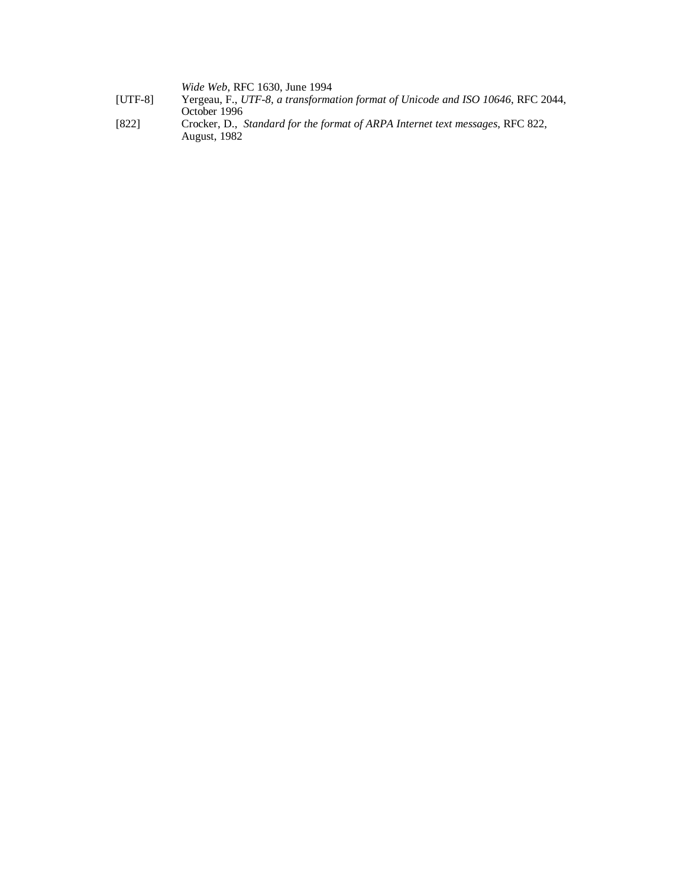*Wide Web*, RFC 1630, June 1994

[UTF-8] Yergeau, F., *UTF-8, a transformation format of Unicode and ISO 10646*, RFC 2044, October 1996

[822] Crocker, D., *Standard for the format of ARPA Internet text messages*, RFC 822, August, 1982